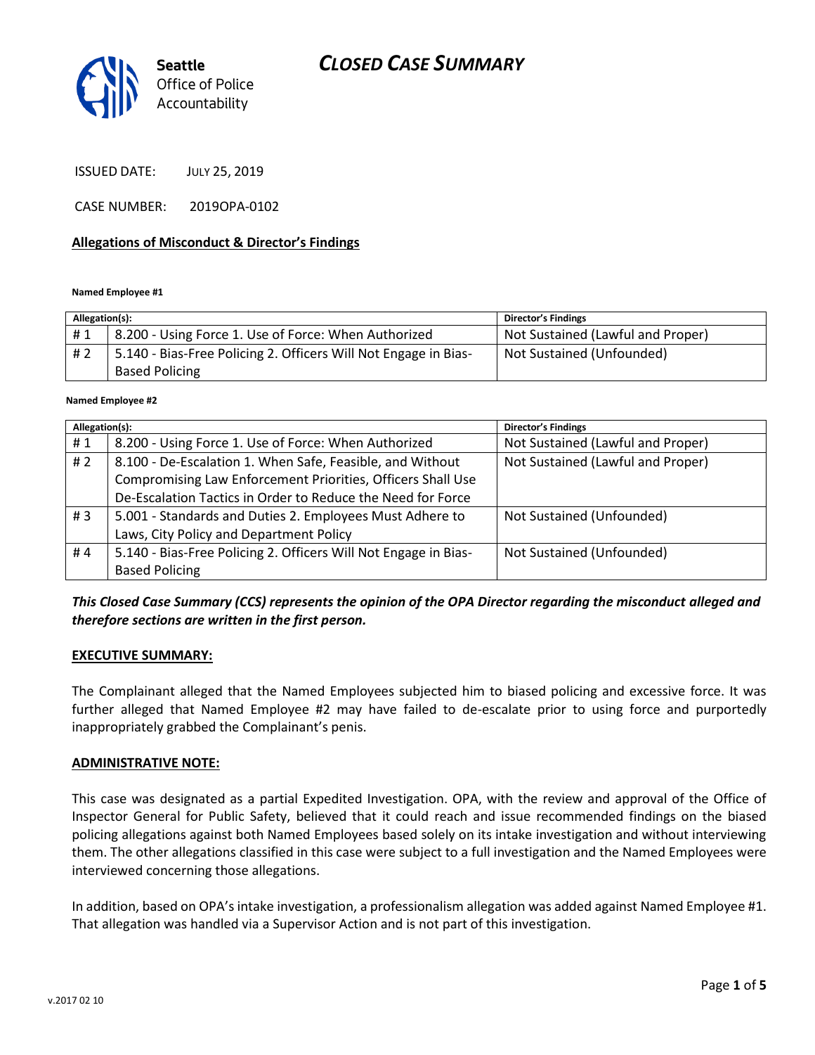Seattle Office of Police Accountability

# CLOSED CASE SUMMARY

ISSUED DATE: JULY 25, 2019

CASE NUMBER: 2019OPA-0102

**Allegations of Misconduct & Director's Findings**

**Named Employee #1**

| Allegation(s): | | Director's Findings |
|---|---|---|
| # 1 | 8.200 - Using Force 1. Use of Force: When Authorized | Not Sustained (Lawful and Proper) |
| # 2 | 5.140 - Bias-Free Policing 2. Officers Will Not Engage in Bias-Based Policing | Not Sustained (Unfounded) |

**Named Employee #2**

| Allegation(s): | | Director's Findings |
|---|---|---|
| # 1 | 8.200 - Using Force 1. Use of Force: When Authorized | Not Sustained (Lawful and Proper) |
| # 2 | 8.100 - De-Escalation 1. When Safe, Feasible, and Without Compromising Law Enforcement Priorities, Officers Shall Use De-Escalation Tactics in Order to Reduce the Need for Force | Not Sustained (Lawful and Proper) |
| # 3 | 5.001 - Standards and Duties 2. Employees Must Adhere to Laws, City Policy and Department Policy | Not Sustained (Unfounded) |
| # 4 | 5.140 - Bias-Free Policing 2. Officers Will Not Engage in Bias-Based Policing | Not Sustained (Unfounded) |

***This Closed Case Summary (CCS) represents the opinion of the OPA Director regarding the misconduct alleged and therefore sections are written in the first person.***

**EXECUTIVE SUMMARY:**

The Complainant alleged that the Named Employees subjected him to biased policing and excessive force. It was further alleged that Named Employee #2 may have failed to de-escalate prior to using force and purportedly inappropriately grabbed the Complainant's penis.

**ADMINISTRATIVE NOTE:**

This case was designated as a partial Expedited Investigation. OPA, with the review and approval of the Office of Inspector General for Public Safety, believed that it could reach and issue recommended findings on the biased policing allegations against both Named Employees based solely on its intake investigation and without interviewing them. The other allegations classified in this case were subject to a full investigation and the Named Employees were interviewed concerning those allegations.

In addition, based on OPA's intake investigation, a professionalism allegation was added against Named Employee #1. That allegation was handled via a Supervisor Action and is not part of this investigation.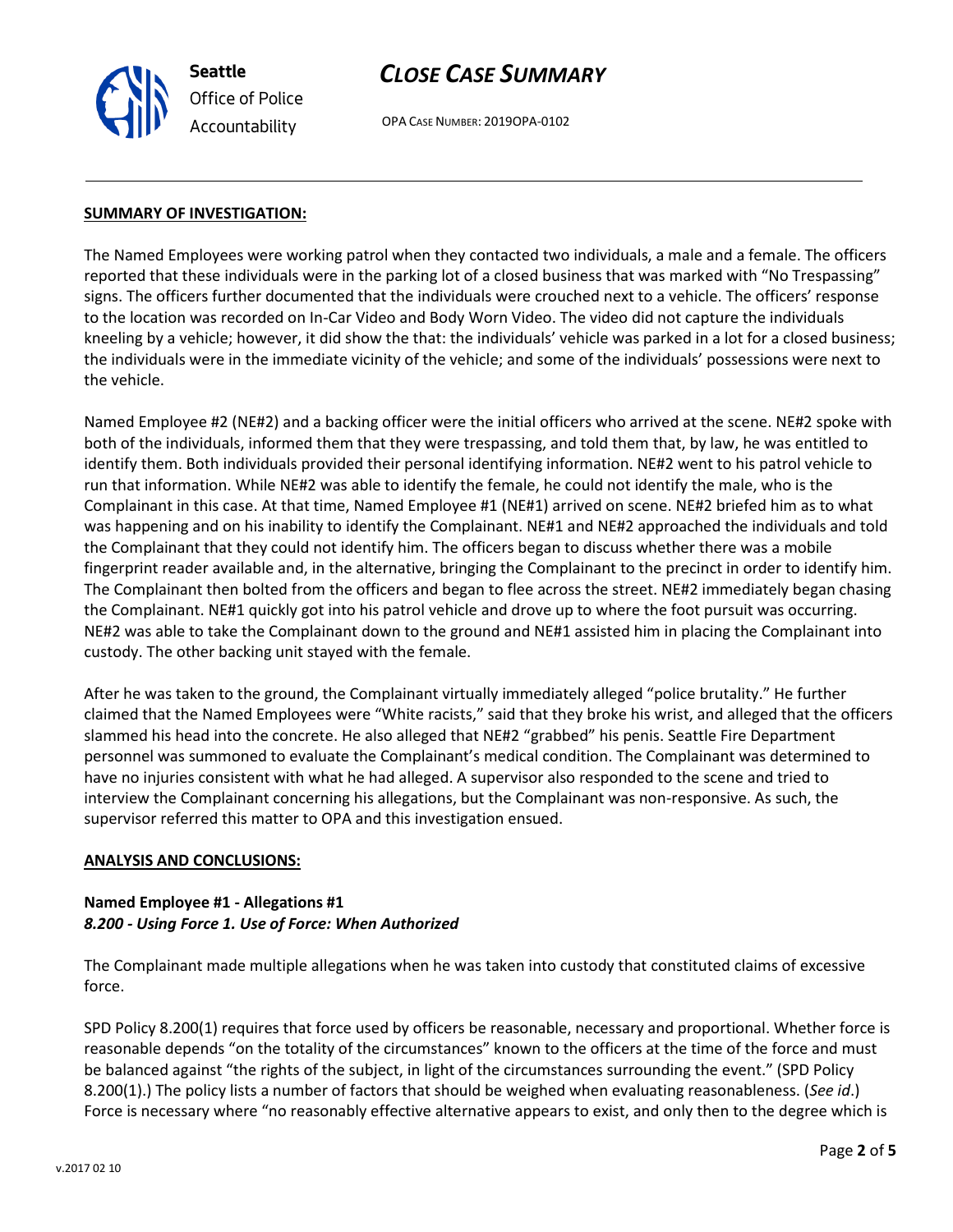### SUMMARY OF INVESTIGATION:

The Named Employees were working patrol when they contacted two individuals, a male and a female. The officers reported that these individuals were in the parking lot of a closed business that was marked with "No Trespassing" signs. The officers further documented that the individuals were crouched next to a vehicle. The officers' response to the location was recorded on In-Car Video and Body Worn Video. The video did not capture the individuals kneeling by a vehicle; however, it did show the that: the individuals' vehicle was parked in a lot for a closed business; the individuals were in the immediate vicinity of the vehicle; and some of the individuals' possessions were next to the vehicle.

Named Employee #2 (NE#2) and a backing officer were the initial officers who arrived at the scene. NE#2 spoke with both of the individuals, informed them that they were trespassing, and told them that, by law, he was entitled to identify them. Both individuals provided their personal identifying information. NE#2 went to his patrol vehicle to run that information. While NE#2 was able to identify the female, he could not identify the male, who is the Complainant in this case. At that time, Named Employee #1 (NE#1) arrived on scene. NE#2 briefed him as to what was happening and on his inability to identify the Complainant. NE#1 and NE#2 approached the individuals and told the Complainant that they could not identify him. The officers began to discuss whether there was a mobile fingerprint reader available and, in the alternative, bringing the Complainant to the precinct in order to identify him. The Complainant then bolted from the officers and began to flee across the street. NE#2 immediately began chasing the Complainant. NE#1 quickly got into his patrol vehicle and drove up to where the foot pursuit was occurring. NE#2 was able to take the Complainant down to the ground and NE#1 assisted him in placing the Complainant into custody. The other backing unit stayed with the female.

After he was taken to the ground, the Complainant virtually immediately alleged "police brutality." He further claimed that the Named Employees were "White racists," said that they broke his wrist, and alleged that the officers slammed his head into the concrete. He also alleged that NE#2 "grabbed" his penis. Seattle Fire Department personnel was summoned to evaluate the Complainant's medical condition. The Complainant was determined to have no injuries consistent with what he had alleged. A supervisor also responded to the scene and tried to interview the Complainant concerning his allegations, but the Complainant was non-responsive. As such, the supervisor referred this matter to OPA and this investigation ensued.

### ANALYSIS AND CONCLUSIONS:

**Named Employee #1 - Allegations #1**
***8.200 - Using Force 1. Use of Force: When Authorized***

The Complainant made multiple allegations when he was taken into custody that constituted claims of excessive force.

SPD Policy 8.200(1) requires that force used by officers be reasonable, necessary and proportional. Whether force is reasonable depends "on the totality of the circumstances" known to the officers at the time of the force and must be balanced against "the rights of the subject, in light of the circumstances surrounding the event." (SPD Policy 8.200(1).) The policy lists a number of factors that should be weighed when evaluating reasonableness. (*See id*.) Force is necessary where "no reasonably effective alternative appears to exist, and only then to the degree which is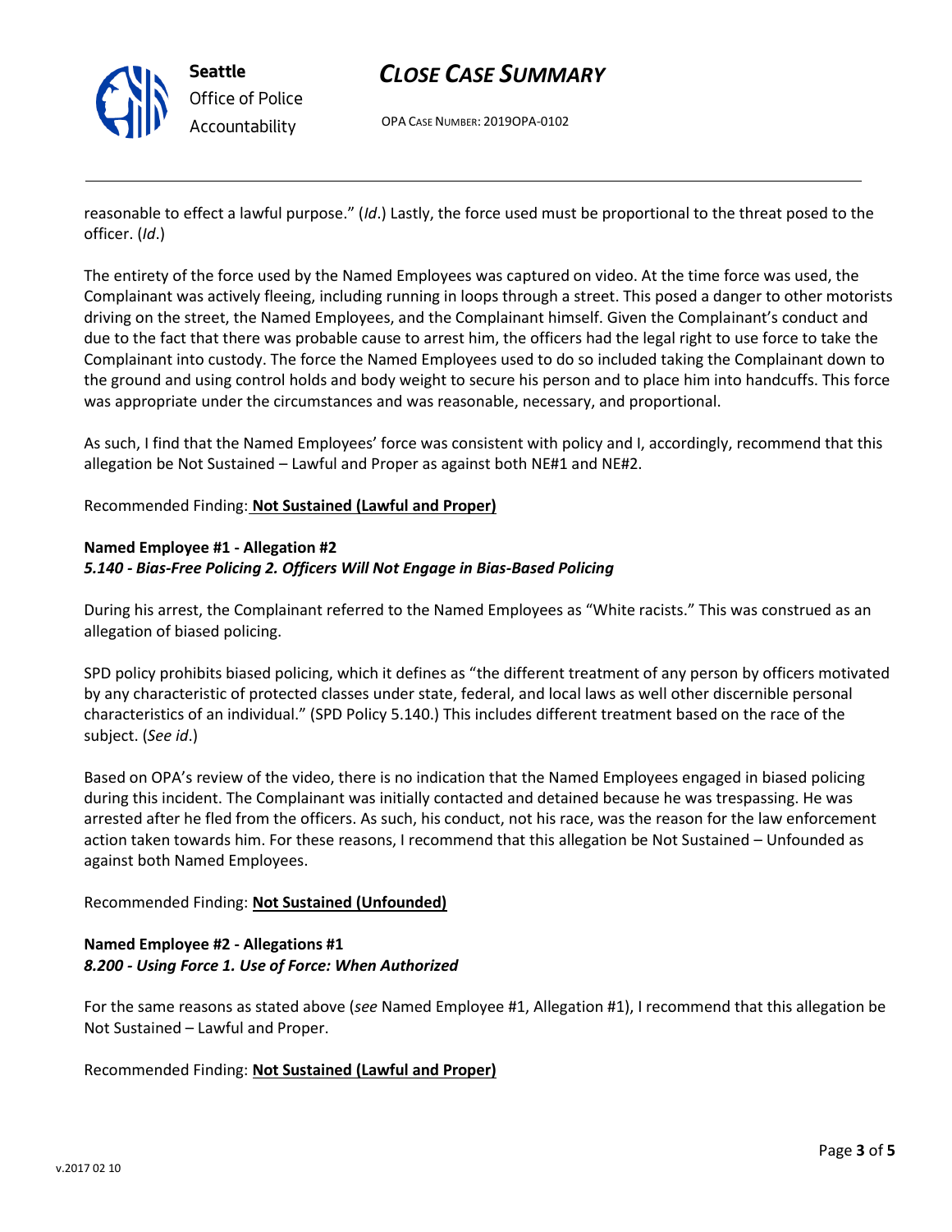reasonable to effect a lawful purpose." (*Id*.) Lastly, the force used must be proportional to the threat posed to the officer. (*Id*.)

The entirety of the force used by the Named Employees was captured on video. At the time force was used, the Complainant was actively fleeing, including running in loops through a street. This posed a danger to other motorists driving on the street, the Named Employees, and the Complainant himself. Given the Complainant's conduct and due to the fact that there was probable cause to arrest him, the officers had the legal right to use force to take the Complainant into custody. The force the Named Employees used to do so included taking the Complainant down to the ground and using control holds and body weight to secure his person and to place him into handcuffs. This force was appropriate under the circumstances and was reasonable, necessary, and proportional.

As such, I find that the Named Employees' force was consistent with policy and I, accordingly, recommend that this allegation be Not Sustained – Lawful and Proper as against both NE#1 and NE#2.

Recommended Finding: **Not Sustained (Lawful and Proper)**

**Named Employee #1 - Allegation #2**
***5.140 - Bias-Free Policing 2. Officers Will Not Engage in Bias-Based Policing***

During his arrest, the Complainant referred to the Named Employees as "White racists." This was construed as an allegation of biased policing.

SPD policy prohibits biased policing, which it defines as "the different treatment of any person by officers motivated by any characteristic of protected classes under state, federal, and local laws as well other discernible personal characteristics of an individual." (SPD Policy 5.140.) This includes different treatment based on the race of the subject. (*See id*.)

Based on OPA's review of the video, there is no indication that the Named Employees engaged in biased policing during this incident. The Complainant was initially contacted and detained because he was trespassing. He was arrested after he fled from the officers. As such, his conduct, not his race, was the reason for the law enforcement action taken towards him. For these reasons, I recommend that this allegation be Not Sustained – Unfounded as against both Named Employees.

Recommended Finding: **Not Sustained (Unfounded)**

**Named Employee #2 - Allegations #1**
***8.200 - Using Force 1. Use of Force: When Authorized***

For the same reasons as stated above (*see* Named Employee #1, Allegation #1), I recommend that this allegation be Not Sustained – Lawful and Proper.

Recommended Finding: **Not Sustained (Lawful and Proper)**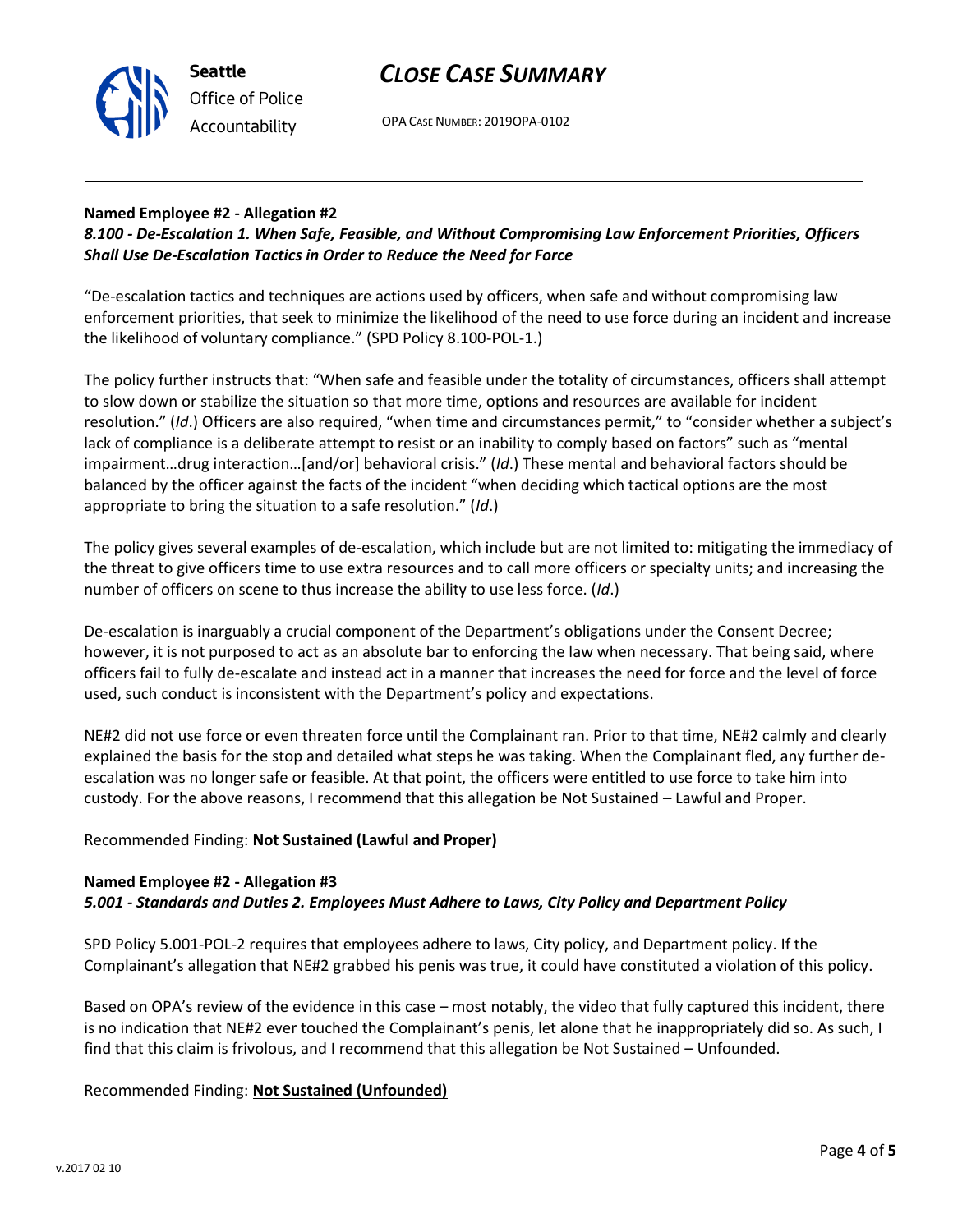**Named Employee #2 - Allegation #2**
***8.100 - De-Escalation 1. When Safe, Feasible, and Without Compromising Law Enforcement Priorities, Officers Shall Use De-Escalation Tactics in Order to Reduce the Need for Force***

"De-escalation tactics and techniques are actions used by officers, when safe and without compromising law enforcement priorities, that seek to minimize the likelihood of the need to use force during an incident and increase the likelihood of voluntary compliance." (SPD Policy 8.100-POL-1.)

The policy further instructs that: "When safe and feasible under the totality of circumstances, officers shall attempt to slow down or stabilize the situation so that more time, options and resources are available for incident resolution." (*Id*.) Officers are also required, "when time and circumstances permit," to "consider whether a subject's lack of compliance is a deliberate attempt to resist or an inability to comply based on factors" such as "mental impairment…drug interaction…[and/or] behavioral crisis." (*Id*.) These mental and behavioral factors should be balanced by the officer against the facts of the incident "when deciding which tactical options are the most appropriate to bring the situation to a safe resolution." (*Id*.)

The policy gives several examples of de-escalation, which include but are not limited to: mitigating the immediacy of the threat to give officers time to use extra resources and to call more officers or specialty units; and increasing the number of officers on scene to thus increase the ability to use less force. (*Id*.)

De-escalation is inarguably a crucial component of the Department's obligations under the Consent Decree; however, it is not purposed to act as an absolute bar to enforcing the law when necessary. That being said, where officers fail to fully de-escalate and instead act in a manner that increases the need for force and the level of force used, such conduct is inconsistent with the Department's policy and expectations.

NE#2 did not use force or even threaten force until the Complainant ran. Prior to that time, NE#2 calmly and clearly explained the basis for the stop and detailed what steps he was taking. When the Complainant fled, any further de-escalation was no longer safe or feasible. At that point, the officers were entitled to use force to take him into custody. For the above reasons, I recommend that this allegation be Not Sustained – Lawful and Proper.

Recommended Finding: **Not Sustained (Lawful and Proper)**

**Named Employee #2 - Allegation #3**
***5.001 - Standards and Duties 2. Employees Must Adhere to Laws, City Policy and Department Policy***

SPD Policy 5.001-POL-2 requires that employees adhere to laws, City policy, and Department policy. If the Complainant's allegation that NE#2 grabbed his penis was true, it could have constituted a violation of this policy.

Based on OPA's review of the evidence in this case – most notably, the video that fully captured this incident, there is no indication that NE#2 ever touched the Complainant's penis, let alone that he inappropriately did so. As such, I find that this claim is frivolous, and I recommend that this allegation be Not Sustained – Unfounded.

Recommended Finding: **Not Sustained (Unfounded)**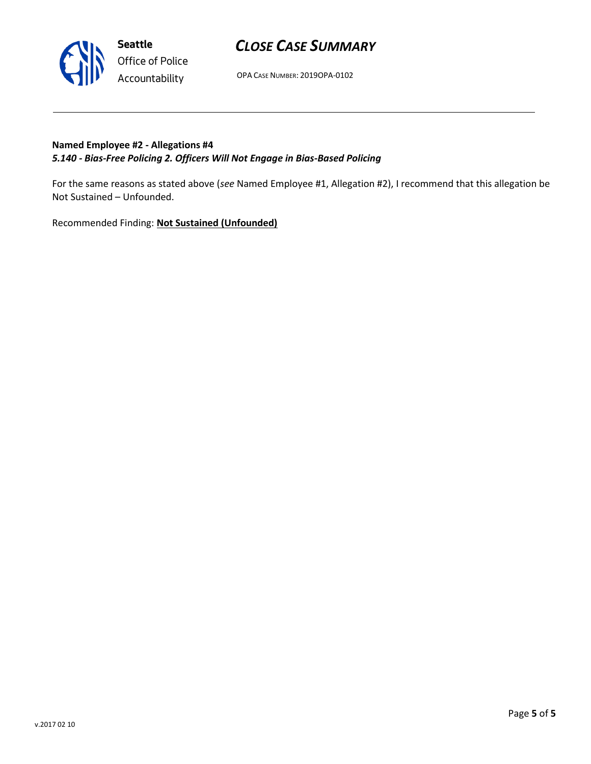**Named Employee #2 - Allegations #4**
***5.140 - Bias-Free Policing 2. Officers Will Not Engage in Bias-Based Policing***

For the same reasons as stated above (*see* Named Employee #1, Allegation #2), I recommend that this allegation be Not Sustained – Unfounded.

Recommended Finding: **Not Sustained (Unfounded)**